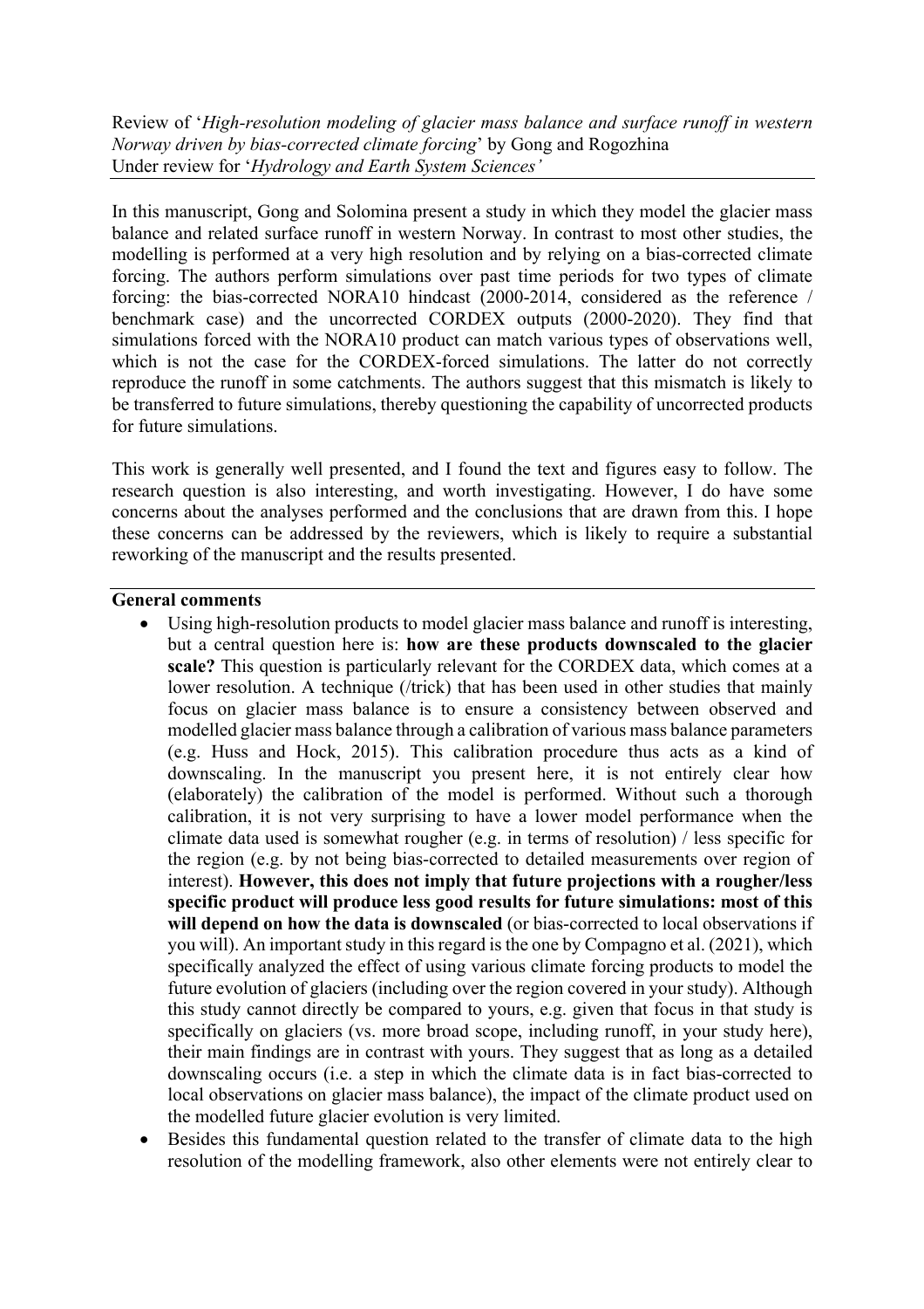Review of '*High-resolution modeling of glacier mass balance and surface runoff in western Norway driven by bias-corrected climate forcing*' by Gong and Rogozhina
Under review for '*Hydrology and Earth System Sciences'*

In this manuscript, Gong and Solomina present a study in which they model the glacier mass balance and related surface runoff in western Norway. In contrast to most other studies, the modelling is performed at a very high resolution and by relying on a bias-corrected climate forcing. The authors perform simulations over past time periods for two types of climate forcing: the bias-corrected NORA10 hindcast (2000-2014, considered as the reference / benchmark case) and the uncorrected CORDEX outputs (2000-2020). They find that simulations forced with the NORA10 product can match various types of observations well, which is not the case for the CORDEX-forced simulations. The latter do not correctly reproduce the runoff in some catchments. The authors suggest that this mismatch is likely to be transferred to future simulations, thereby questioning the capability of uncorrected products for future simulations.

This work is generally well presented, and I found the text and figures easy to follow. The research question is also interesting, and worth investigating. However, I do have some concerns about the analyses performed and the conclusions that are drawn from this. I hope these concerns can be addressed by the reviewers, which is likely to require a substantial reworking of the manuscript and the results presented.

**General comments**

- Using high-resolution products to model glacier mass balance and runoff is interesting, but a central question here is: **how are these products downscaled to the glacier scale?** This question is particularly relevant for the CORDEX data, which comes at a lower resolution. A technique (/trick) that has been used in other studies that mainly focus on glacier mass balance is to ensure a consistency between observed and modelled glacier mass balance through a calibration of various mass balance parameters (e.g. Huss and Hock, 2015). This calibration procedure thus acts as a kind of downscaling. In the manuscript you present here, it is not entirely clear how (elaborately) the calibration of the model is performed. Without such a thorough calibration, it is not very surprising to have a lower model performance when the climate data used is somewhat rougher (e.g. in terms of resolution) / less specific for the region (e.g. by not being bias-corrected to detailed measurements over region of interest). **However, this does not imply that future projections with a rougher/less specific product will produce less good results for future simulations: most of this will depend on how the data is downscaled** (or bias-corrected to local observations if you will). An important study in this regard is the one by Compagno et al. (2021), which specifically analyzed the effect of using various climate forcing products to model the future evolution of glaciers (including over the region covered in your study). Although this study cannot directly be compared to yours, e.g. given that focus in that study is specifically on glaciers (vs. more broad scope, including runoff, in your study here), their main findings are in contrast with yours. They suggest that as long as a detailed downscaling occurs (i.e. a step in which the climate data is in fact bias-corrected to local observations on glacier mass balance), the impact of the climate product used on the modelled future glacier evolution is very limited.
- Besides this fundamental question related to the transfer of climate data to the high resolution of the modelling framework, also other elements were not entirely clear to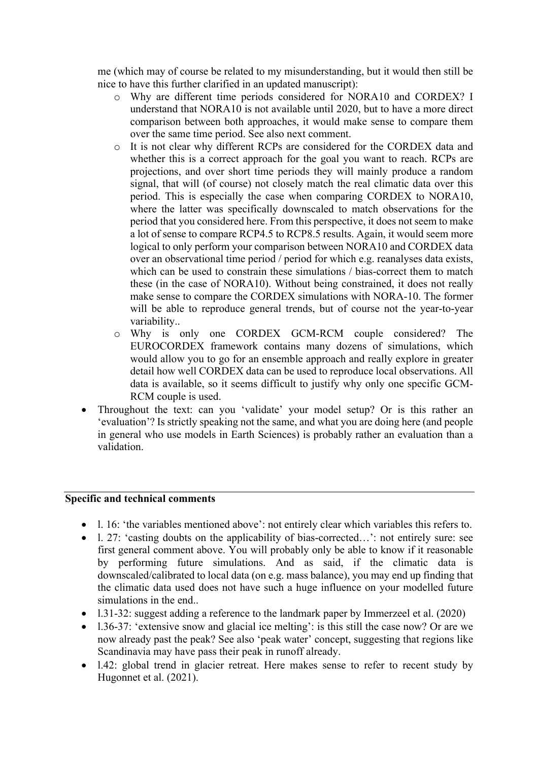me (which may of course be related to my misunderstanding, but it would then still be nice to have this further clarified in an updated manuscript):

  - Why are different time periods considered for NORA10 and CORDEX? I understand that NORA10 is not available until 2020, but to have a more direct comparison between both approaches, it would make sense to compare them over the same time period. See also next comment.
  - It is not clear why different RCPs are considered for the CORDEX data and whether this is a correct approach for the goal you want to reach. RCPs are projections, and over short time periods they will mainly produce a random signal, that will (of course) not closely match the real climatic data over this period. This is especially the case when comparing CORDEX to NORA10, where the latter was specifically downscaled to match observations for the period that you considered here. From this perspective, it does not seem to make a lot of sense to compare RCP4.5 to RCP8.5 results. Again, it would seem more logical to only perform your comparison between NORA10 and CORDEX data over an observational time period / period for which e.g. reanalyses data exists, which can be used to constrain these simulations / bias-correct them to match these (in the case of NORA10). Without being constrained, it does not really make sense to compare the CORDEX simulations with NORA-10. The former will be able to reproduce general trends, but of course not the year-to-year variability..
  - Why is only one CORDEX GCM-RCM couple considered? The EUROCORDEX framework contains many dozens of simulations, which would allow you to go for an ensemble approach and really explore in greater detail how well CORDEX data can be used to reproduce local observations. All data is available, so it seems difficult to justify why only one specific GCM-RCM couple is used.

- Throughout the text: can you 'validate' your model setup? Or is this rather an 'evaluation'? Is strictly speaking not the same, and what you are doing here (and people in general who use models in Earth Sciences) is probably rather an evaluation than a validation.

## Specific and technical comments

- l. 16: 'the variables mentioned above': not entirely clear which variables this refers to.
- l. 27: 'casting doubts on the applicability of bias-corrected…': not entirely sure: see first general comment above. You will probably only be able to know if it reasonable by performing future simulations. And as said, if the climatic data is downscaled/calibrated to local data (on e.g. mass balance), you may end up finding that the climatic data used does not have such a huge influence on your modelled future simulations in the end..
- l.31-32: suggest adding a reference to the landmark paper by Immerzeel et al. (2020)
- l.36-37: 'extensive snow and glacial ice melting': is this still the case now? Or are we now already past the peak? See also 'peak water' concept, suggesting that regions like Scandinavia may have pass their peak in runoff already.
- l.42: global trend in glacier retreat. Here makes sense to refer to recent study by Hugonnet et al. (2021).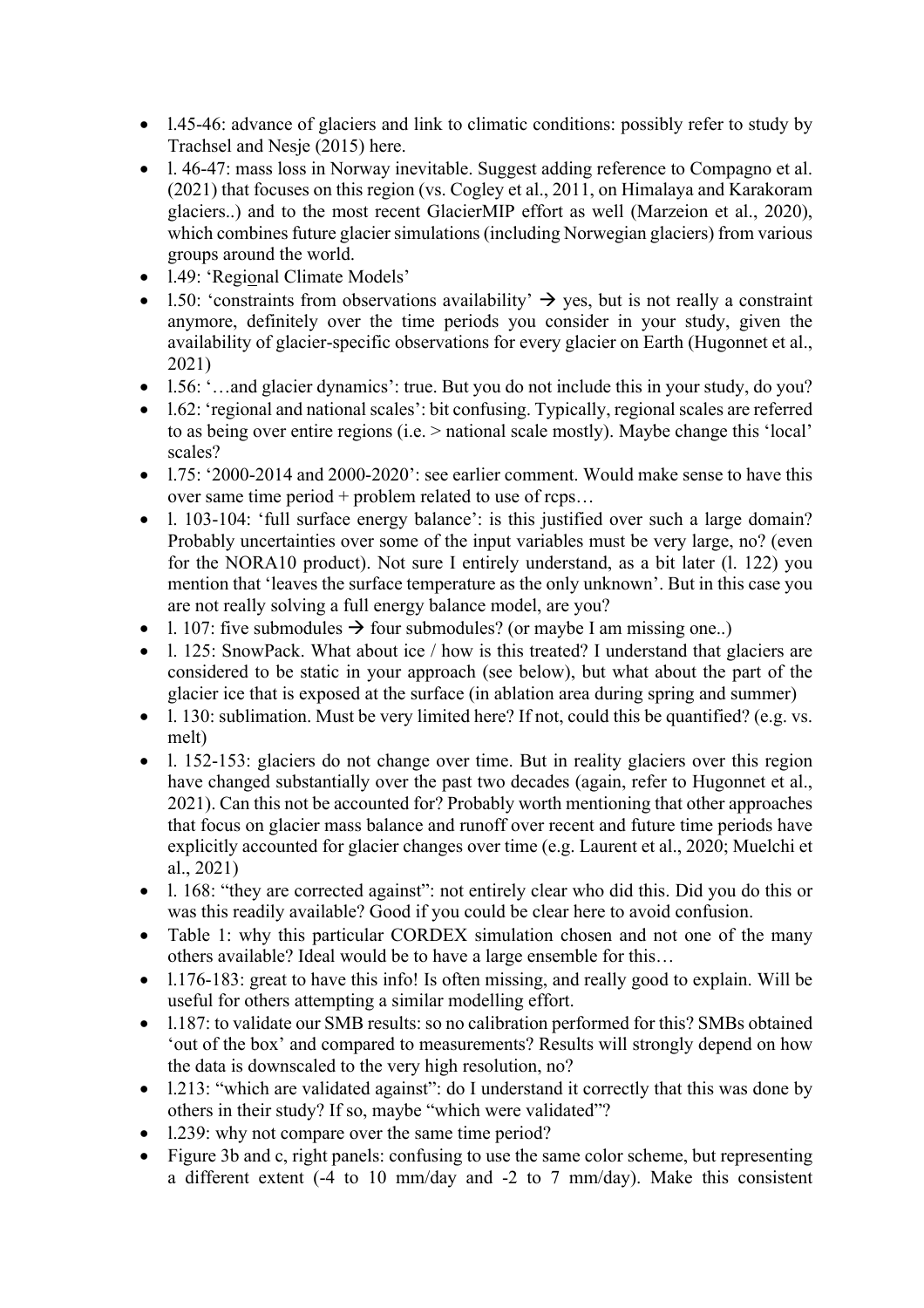- l.45-46: advance of glaciers and link to climatic conditions: possibly refer to study by Trachsel and Nesje (2015) here.
- l. 46-47: mass loss in Norway inevitable. Suggest adding reference to Compagno et al. (2021) that focuses on this region (vs. Cogley et al., 2011, on Himalaya and Karakoram glaciers..) and to the most recent GlacierMIP effort as well (Marzeion et al., 2020), which combines future glacier simulations (including Norwegian glaciers) from various groups around the world.
- l.49: 'Regi<u>o</u>nal Climate Models'
- l.50: 'constraints from observations availability' → yes, but is not really a constraint anymore, definitely over the time periods you consider in your study, given the availability of glacier-specific observations for every glacier on Earth (Hugonnet et al., 2021)
- l.56: '…and glacier dynamics': true. But you do not include this in your study, do you?
- l.62: 'regional and national scales': bit confusing. Typically, regional scales are referred to as being over entire regions (i.e. > national scale mostly). Maybe change this 'local' scales?
- l.75: '2000-2014 and 2000-2020': see earlier comment. Would make sense to have this over same time period + problem related to use of rcps…
- l. 103-104: 'full surface energy balance': is this justified over such a large domain? Probably uncertainties over some of the input variables must be very large, no? (even for the NORA10 product). Not sure I entirely understand, as a bit later (l. 122) you mention that 'leaves the surface temperature as the only unknown'. But in this case you are not really solving a full energy balance model, are you?
- l. 107: five submodules → four submodules? (or maybe I am missing one..)
- l. 125: SnowPack. What about ice / how is this treated? I understand that glaciers are considered to be static in your approach (see below), but what about the part of the glacier ice that is exposed at the surface (in ablation area during spring and summer)
- l. 130: sublimation. Must be very limited here? If not, could this be quantified? (e.g. vs. melt)
- l. 152-153: glaciers do not change over time. But in reality glaciers over this region have changed substantially over the past two decades (again, refer to Hugonnet et al., 2021). Can this not be accounted for? Probably worth mentioning that other approaches that focus on glacier mass balance and runoff over recent and future time periods have explicitly accounted for glacier changes over time (e.g. Laurent et al., 2020; Muelchi et al., 2021)
- l. 168: "they are corrected against": not entirely clear who did this. Did you do this or was this readily available? Good if you could be clear here to avoid confusion.
- Table 1: why this particular CORDEX simulation chosen and not one of the many others available? Ideal would be to have a large ensemble for this…
- l.176-183: great to have this info! Is often missing, and really good to explain. Will be useful for others attempting a similar modelling effort.
- l.187: to validate our SMB results: so no calibration performed for this? SMBs obtained 'out of the box' and compared to measurements? Results will strongly depend on how the data is downscaled to the very high resolution, no?
- l.213: "which are validated against": do I understand it correctly that this was done by others in their study? If so, maybe "which were validated"?
- l.239: why not compare over the same time period?
- Figure 3b and c, right panels: confusing to use the same color scheme, but representing a different extent (-4 to 10 mm/day and -2 to 7 mm/day). Make this consistent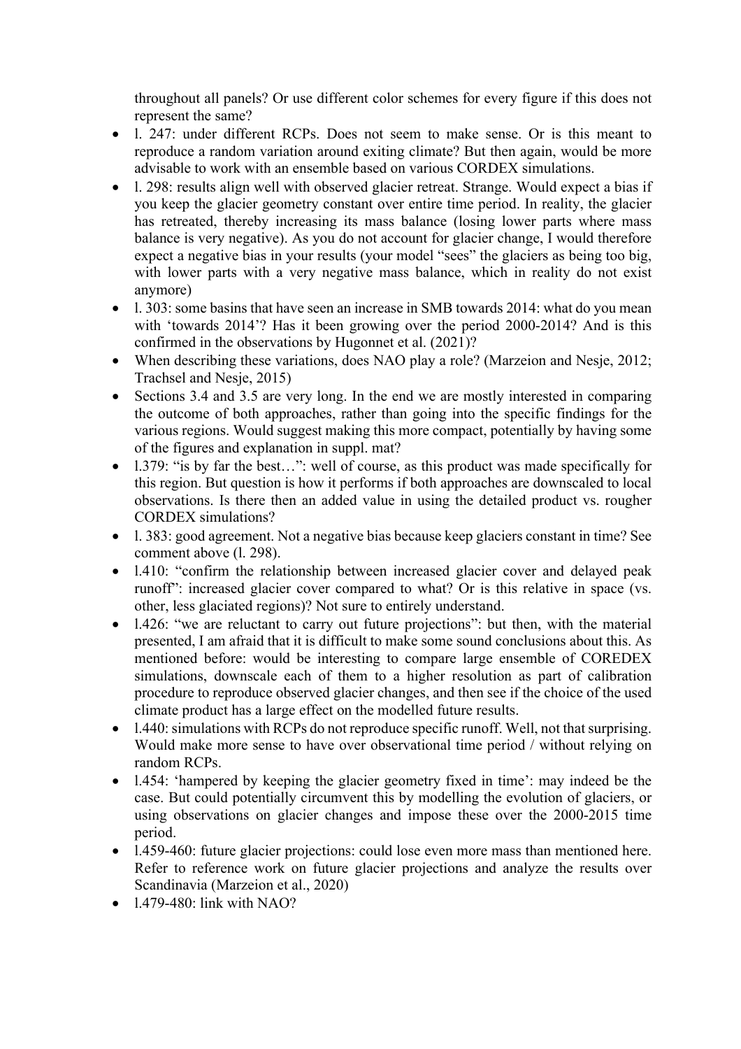throughout all panels? Or use different color schemes for every figure if this does not represent the same?

- l. 247: under different RCPs. Does not seem to make sense. Or is this meant to reproduce a random variation around exiting climate? But then again, would be more advisable to work with an ensemble based on various CORDEX simulations.
- l. 298: results align well with observed glacier retreat. Strange. Would expect a bias if you keep the glacier geometry constant over entire time period. In reality, the glacier has retreated, thereby increasing its mass balance (losing lower parts where mass balance is very negative). As you do not account for glacier change, I would therefore expect a negative bias in your results (your model "sees" the glaciers as being too big, with lower parts with a very negative mass balance, which in reality do not exist anymore)
- l. 303: some basins that have seen an increase in SMB towards 2014: what do you mean with 'towards 2014'? Has it been growing over the period 2000-2014? And is this confirmed in the observations by Hugonnet et al. (2021)?
- When describing these variations, does NAO play a role? (Marzeion and Nesje, 2012; Trachsel and Nesje, 2015)
- Sections 3.4 and 3.5 are very long. In the end we are mostly interested in comparing the outcome of both approaches, rather than going into the specific findings for the various regions. Would suggest making this more compact, potentially by having some of the figures and explanation in suppl. mat?
- l.379: "is by far the best…": well of course, as this product was made specifically for this region. But question is how it performs if both approaches are downscaled to local observations. Is there then an added value in using the detailed product vs. rougher CORDEX simulations?
- l. 383: good agreement. Not a negative bias because keep glaciers constant in time? See comment above (l. 298).
- l.410: "confirm the relationship between increased glacier cover and delayed peak runoff": increased glacier cover compared to what? Or is this relative in space (vs. other, less glaciated regions)? Not sure to entirely understand.
- l.426: "we are reluctant to carry out future projections": but then, with the material presented, I am afraid that it is difficult to make some sound conclusions about this. As mentioned before: would be interesting to compare large ensemble of COREDEX simulations, downscale each of them to a higher resolution as part of calibration procedure to reproduce observed glacier changes, and then see if the choice of the used climate product has a large effect on the modelled future results.
- l.440: simulations with RCPs do not reproduce specific runoff. Well, not that surprising. Would make more sense to have over observational time period / without relying on random RCPs.
- l.454: 'hampered by keeping the glacier geometry fixed in time': may indeed be the case. But could potentially circumvent this by modelling the evolution of glaciers, or using observations on glacier changes and impose these over the 2000-2015 time period.
- l.459-460: future glacier projections: could lose even more mass than mentioned here. Refer to reference work on future glacier projections and analyze the results over Scandinavia (Marzeion et al., 2020)
- l.479-480: link with NAO?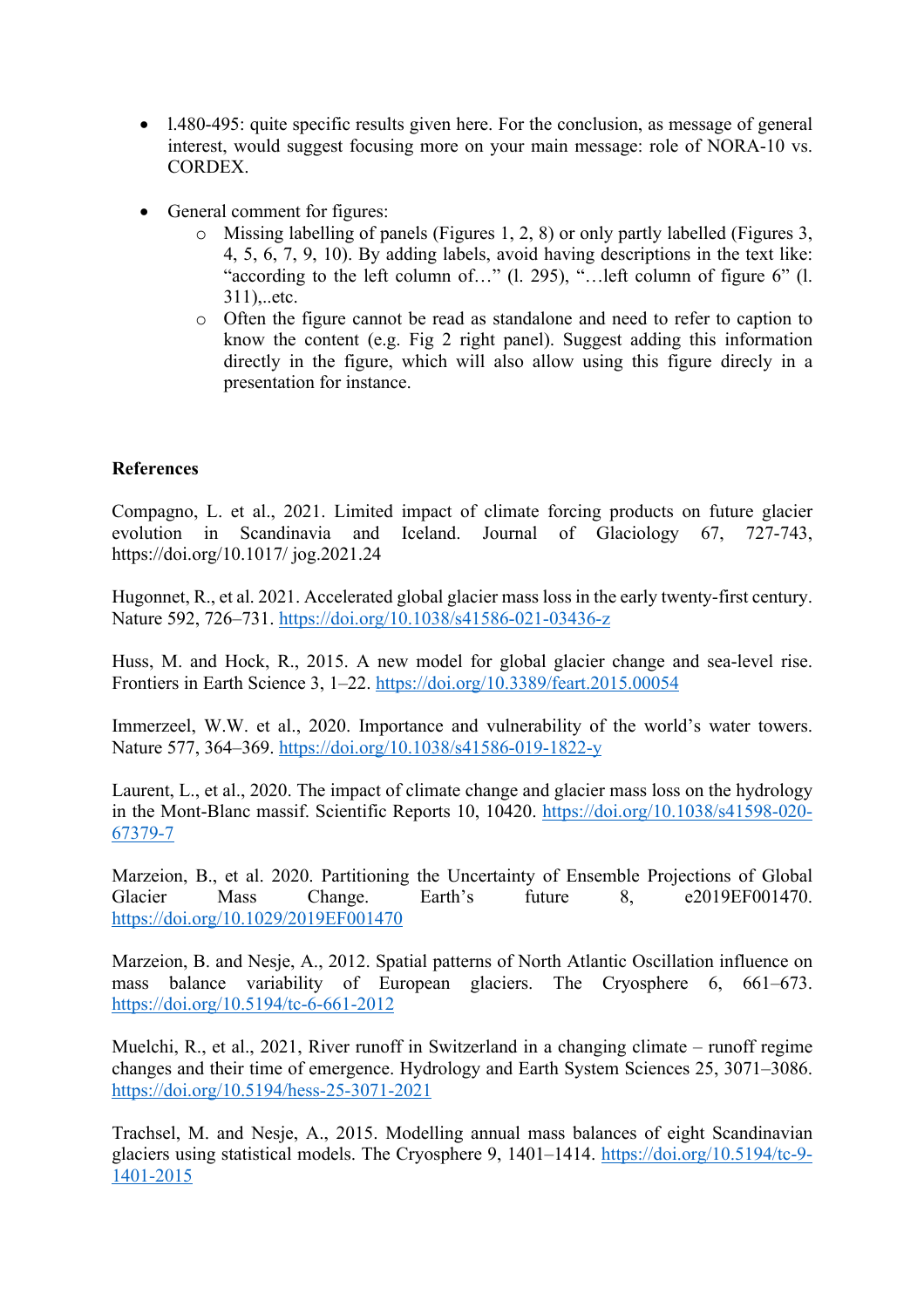- l.480-495: quite specific results given here. For the conclusion, as message of general interest, would suggest focusing more on your main message: role of NORA-10 vs. CORDEX.

- General comment for figures:
    - Missing labelling of panels (Figures 1, 2, 8) or only partly labelled (Figures 3, 4, 5, 6, 7, 9, 10). By adding labels, avoid having descriptions in the text like: "according to the left column of…" (l. 295), "…left column of figure 6" (l. 311),..etc.
    - Often the figure cannot be read as standalone and need to refer to caption to know the content (e.g. Fig 2 right panel). Suggest adding this information directly in the figure, which will also allow using this figure direcly in a presentation for instance.

**References**

Compagno, L. et al., 2021. Limited impact of climate forcing products on future glacier evolution in Scandinavia and Iceland. Journal of Glaciology 67, 727-743, https://doi.org/10.1017/ jog.2021.24

Hugonnet, R., et al. 2021. Accelerated global glacier mass loss in the early twenty-first century. Nature 592, 726–731. https://doi.org/10.1038/s41586-021-03436-z

Huss, M. and Hock, R., 2015. A new model for global glacier change and sea-level rise. Frontiers in Earth Science 3, 1–22. https://doi.org/10.3389/feart.2015.00054

Immerzeel, W.W. et al., 2020. Importance and vulnerability of the world's water towers. Nature 577, 364–369. https://doi.org/10.1038/s41586-019-1822-y

Laurent, L., et al., 2020. The impact of climate change and glacier mass loss on the hydrology in the Mont-Blanc massif. Scientific Reports 10, 10420. https://doi.org/10.1038/s41598-020-67379-7

Marzeion, B., et al. 2020. Partitioning the Uncertainty of Ensemble Projections of Global Glacier Mass Change. Earth's future 8, e2019EF001470. https://doi.org/10.1029/2019EF001470

Marzeion, B. and Nesje, A., 2012. Spatial patterns of North Atlantic Oscillation influence on mass balance variability of European glaciers. The Cryosphere 6, 661–673. https://doi.org/10.5194/tc-6-661-2012

Muelchi, R., et al., 2021, River runoff in Switzerland in a changing climate – runoff regime changes and their time of emergence. Hydrology and Earth System Sciences 25, 3071–3086. https://doi.org/10.5194/hess-25-3071-2021

Trachsel, M. and Nesje, A., 2015. Modelling annual mass balances of eight Scandinavian glaciers using statistical models. The Cryosphere 9, 1401–1414. https://doi.org/10.5194/tc-9-1401-2015